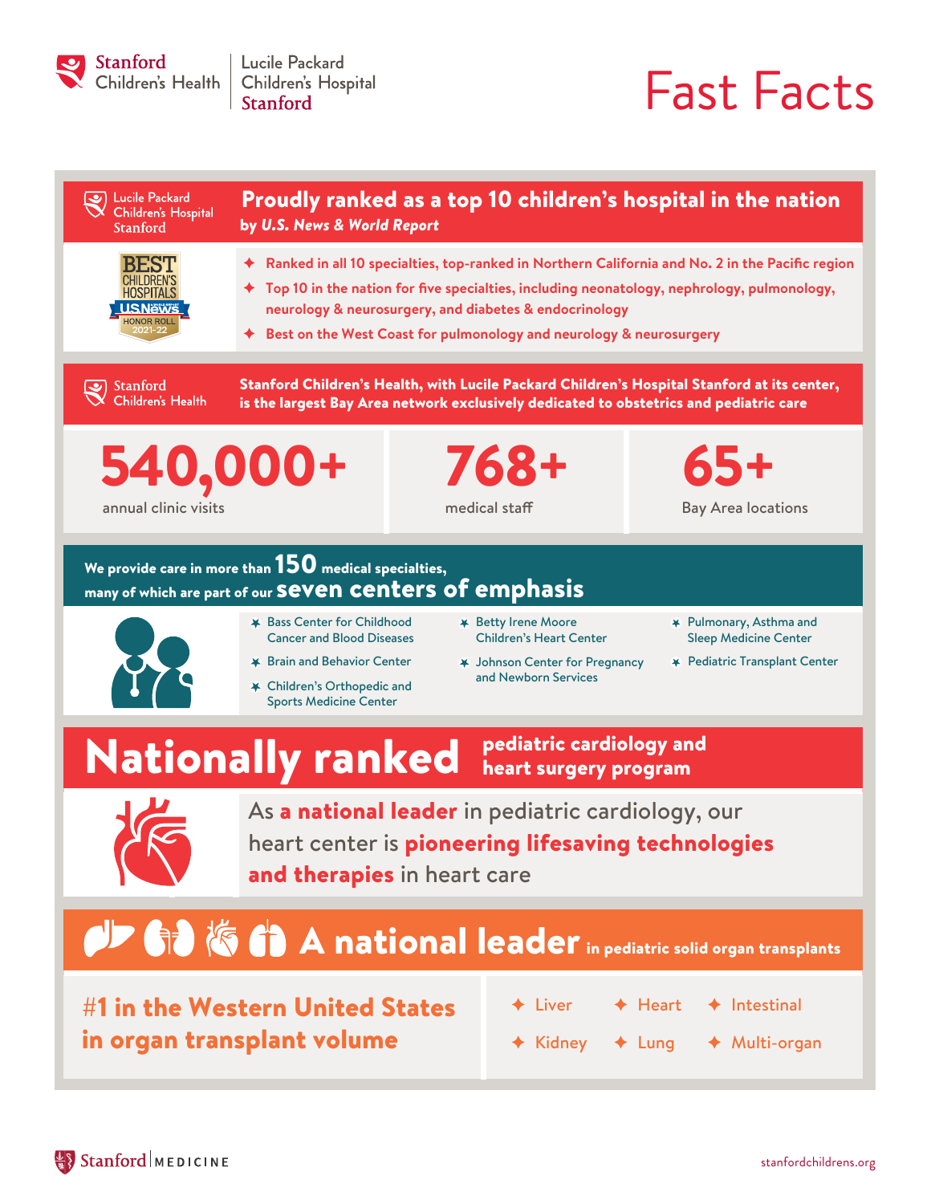Stanford Children's Health | Lucile Packard Children's Hospital Stanford

# Fast Facts

## Proudly ranked as a top 10 children's hospital in the nation

**by *U.S. News & World Report***

Lucile Packard Children's Hospital Stanford

BEST CHILDREN'S HOSPITALS US News HONOR ROLL 2021-22

- Ranked in all 10 specialties, top-ranked in Northern California and No. 2 in the Pacific region
- Top 10 in the nation for five specialties, including neonatology, nephrology, pulmonology, neurology & neurosurgery, and diabetes & endocrinology
- Best on the West Coast for pulmonology and neurology & neurosurgery

Stanford Children's Health

**Stanford Children's Health, with Lucile Packard Children's Hospital Stanford at its center, is the largest Bay Area network exclusively dedicated to obstetrics and pediatric care**

| 540,000+ | 768+ | 65+ |
|---|---|---|
| annual clinic visits | medical staff | Bay Area locations |

**We provide care in more than 150 medical specialties, many of which are part of our seven centers of emphasis**

- Bass Center for Childhood Cancer and Blood Diseases
- Brain and Behavior Center
- Children's Orthopedic and Sports Medicine Center
- Betty Irene Moore Children's Heart Center
- Johnson Center for Pregnancy and Newborn Services
- Pulmonary, Asthma and Sleep Medicine Center
- Pediatric Transplant Center

## Nationally ranked pediatric cardiology and heart surgery program

As **a national leader** in pediatric cardiology, our heart center is **pioneering lifesaving technologies and therapies** in heart care

## A national leader in pediatric solid organ transplants

**#1 in the Western United States in organ transplant volume**

- Liver
- Heart
- Intestinal
- Kidney
- Lung
- Multi-organ

Stanford | MEDICINE

stanfordchildrens.org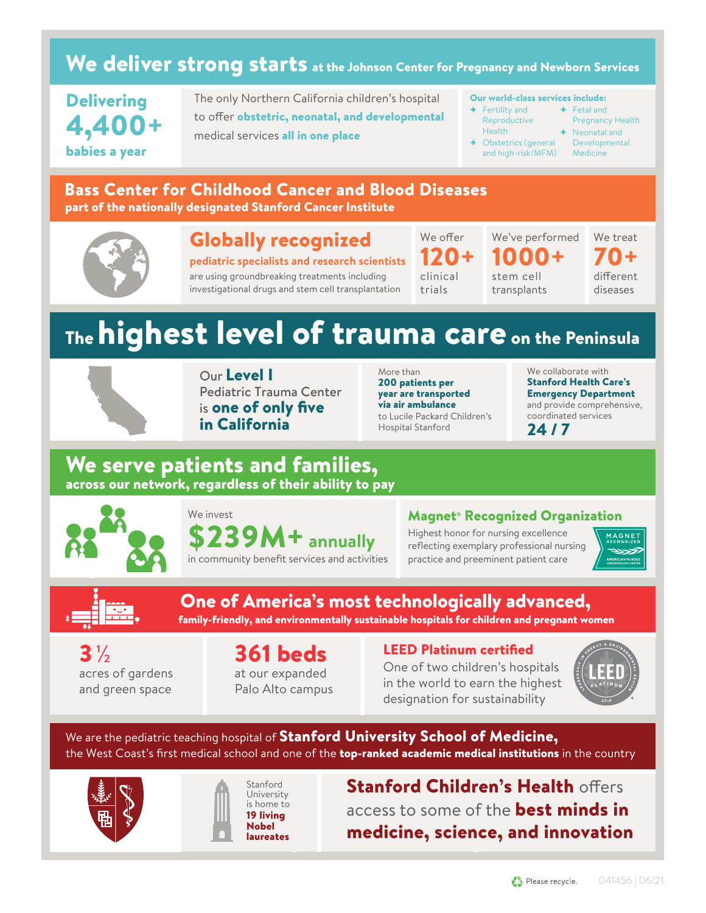## We deliver strong starts at the Johnson Center for Pregnancy and Newborn Services

**Delivering 4,400+ babies a year**

The only Northern California children's hospital to offer **obstetric, neonatal, and developmental** medical services **all in one place**

**Our world-class services include:**

- Fertility and Reproductive Health
- Obstetrics (general and high-risk/MFM)
- Fetal and Pregnancy Health
- Neonatal and Developmental Medicine

## Bass Center for Childhood Cancer and Blood Diseases

**part of the nationally designated Stanford Cancer Institute**

**Globally recognized**

**pediatric specialists and research scientists** are using groundbreaking treatments including investigational drugs and stem cell transplantation

We offer **120+** clinical trials

We've performed **1000+** stem cell transplants

We treat **70+** different diseases

## The highest level of trauma care on the Peninsula

Our **Level I** Pediatric Trauma Center is **one of only five in California**

More than **200 patients per year are transported via air ambulance** to Lucile Packard Children's Hospital Stanford

We collaborate with **Stanford Health Care's Emergency Department** and provide comprehensive, coordinated services **24 / 7**

## We serve patients and families,

**across our network, regardless of their ability to pay**

We invest **$239M+ annually** in community benefit services and activities

**Magnet® Recognized Organization**

Highest honor for nursing excellence reflecting exemplary professional nursing practice and preeminent patient care

MAGNET RECOGNIZED
AMERICAN NURSES CREDENTIALING CENTER

## One of America's most technologically advanced,

**family-friendly, and environmentally sustainable hospitals for children and pregnant women**

**3 ½** acres of gardens and green space

**361 beds** at our expanded Palo Alto campus

**LEED Platinum certified**

One of two children's hospitals in the world to earn the highest designation for sustainability

LEED PLATINUM 2016

We are the pediatric teaching hospital of **Stanford University School of Medicine,** the West Coast's first medical school and one of the **top-ranked academic medical institutions** in the country

Stanford University is home to **19 living Nobel laureates**

**Stanford Children's Health** offers access to some of the **best minds in medicine, science, and innovation**

Please recycle. 041456 | 06/21